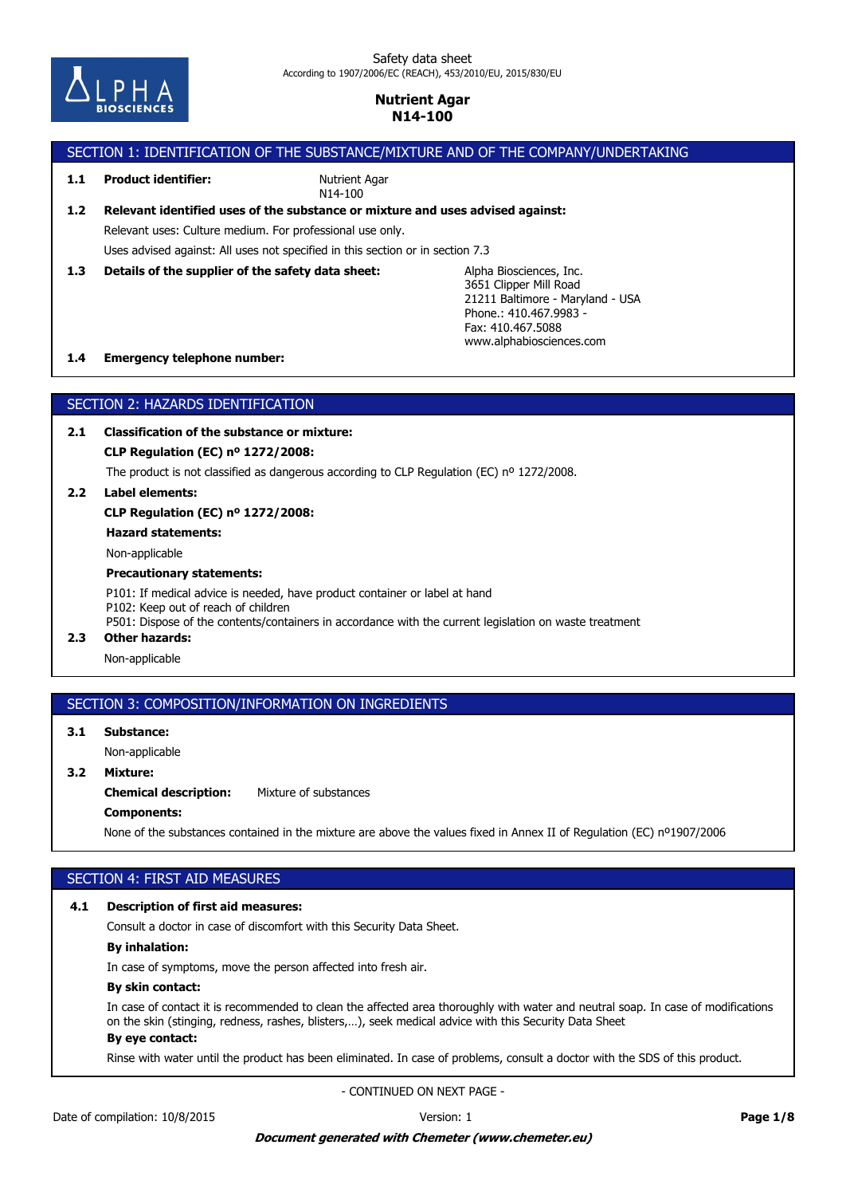Safety data sheet
According to 1907/2006/EC (REACH), 453/2010/EU, 2015/830/EU

**Nutrient Agar**
**N14-100**

## SECTION 1: IDENTIFICATION OF THE SUBSTANCE/MIXTURE AND OF THE COMPANY/UNDERTAKING

**1.1 Product identifier:** Nutrient Agar
N14-100

**1.2 Relevant identified uses of the substance or mixture and uses advised against:**

Relevant uses: Culture medium. For professional use only.

Uses advised against: All uses not specified in this section or in section 7.3

**1.3 Details of the supplier of the safety data sheet:**

Alpha Biosciences, Inc.
3651 Clipper Mill Road
21211 Baltimore - Maryland - USA
Phone.: 410.467.9983 -
Fax: 410.467.5088
www.alphabiosciences.com

**1.4 Emergency telephone number:**

## SECTION 2: HAZARDS IDENTIFICATION

**2.1 Classification of the substance or mixture:**

**CLP Regulation (EC) nº 1272/2008:**

The product is not classified as dangerous according to CLP Regulation (EC) nº 1272/2008.

**2.2 Label elements:**

**CLP Regulation (EC) nº 1272/2008:**

**Hazard statements:**

Non-applicable

**Precautionary statements:**

P101: If medical advice is needed, have product container or label at hand
P102: Keep out of reach of children
P501: Dispose of the contents/containers in accordance with the current legislation on waste treatment

**2.3 Other hazards:**

Non-applicable

## SECTION 3: COMPOSITION/INFORMATION ON INGREDIENTS

**3.1 Substance:**

Non-applicable

**3.2 Mixture:**

**Chemical description:** Mixture of substances

**Components:**

None of the substances contained in the mixture are above the values fixed in Annex II of Regulation (EC) nº1907/2006

## SECTION 4: FIRST AID MEASURES

**4.1 Description of first aid measures:**

Consult a doctor in case of discomfort with this Security Data Sheet.

**By inhalation:**

In case of symptoms, move the person affected into fresh air.

**By skin contact:**

In case of contact it is recommended to clean the affected area thoroughly with water and neutral soap. In case of modifications on the skin (stinging, redness, rashes, blisters,…), seek medical advice with this Security Data Sheet

**By eye contact:**

Rinse with water until the product has been eliminated. In case of problems, consult a doctor with the SDS of this product.

- CONTINUED ON NEXT PAGE -

Date of compilation: 10/8/2015 Version: 1

***Document generated with Chemeter (www.chemeter.eu)***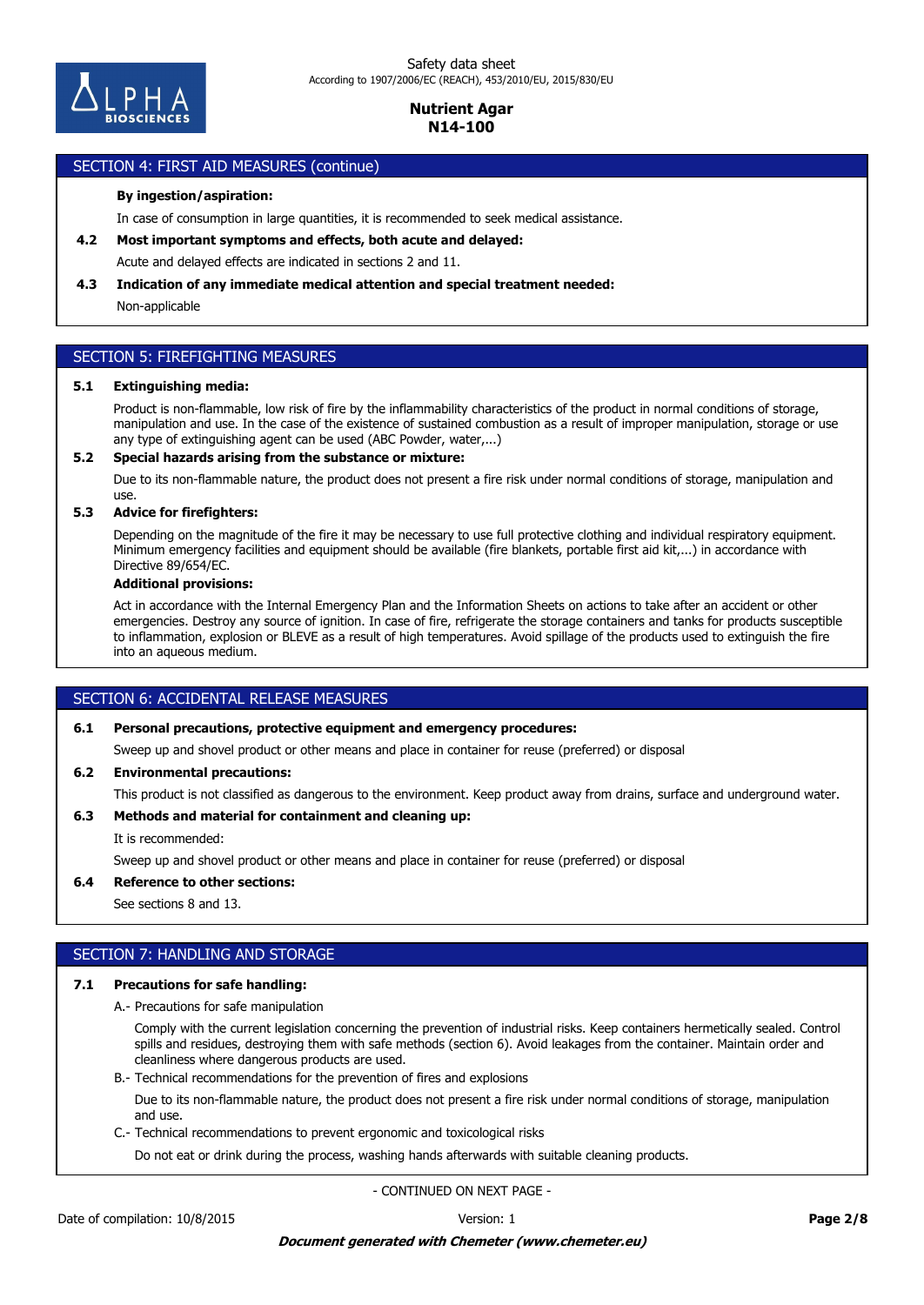## SECTION 4: FIRST AID MEASURES (continue)

**By ingestion/aspiration:**

In case of consumption in large quantities, it is recommended to seek medical assistance.

**4.2 Most important symptoms and effects, both acute and delayed:**

Acute and delayed effects are indicated in sections 2 and 11.

**4.3 Indication of any immediate medical attention and special treatment needed:**

Non-applicable

## SECTION 5: FIREFIGHTING MEASURES

**5.1 Extinguishing media:**

Product is non-flammable, low risk of fire by the inflammability characteristics of the product in normal conditions of storage, manipulation and use. In the case of the existence of sustained combustion as a result of improper manipulation, storage or use any type of extinguishing agent can be used (ABC Powder, water,...)

**5.2 Special hazards arising from the substance or mixture:**

Due to its non-flammable nature, the product does not present a fire risk under normal conditions of storage, manipulation and use.

**5.3 Advice for firefighters:**

Depending on the magnitude of the fire it may be necessary to use full protective clothing and individual respiratory equipment. Minimum emergency facilities and equipment should be available (fire blankets, portable first aid kit,...) in accordance with Directive 89/654/EC.

**Additional provisions:**

Act in accordance with the Internal Emergency Plan and the Information Sheets on actions to take after an accident or other emergencies. Destroy any source of ignition. In case of fire, refrigerate the storage containers and tanks for products susceptible to inflammation, explosion or BLEVE as a result of high temperatures. Avoid spillage of the products used to extinguish the fire into an aqueous medium.

## SECTION 6: ACCIDENTAL RELEASE MEASURES

**6.1 Personal precautions, protective equipment and emergency procedures:**

Sweep up and shovel product or other means and place in container for reuse (preferred) or disposal

**6.2 Environmental precautions:**

This product is not classified as dangerous to the environment. Keep product away from drains, surface and underground water.

**6.3 Methods and material for containment and cleaning up:**

It is recommended:

Sweep up and shovel product or other means and place in container for reuse (preferred) or disposal

**6.4 Reference to other sections:**

See sections 8 and 13.

## SECTION 7: HANDLING AND STORAGE

**7.1 Precautions for safe handling:**

A.- Precautions for safe manipulation

Comply with the current legislation concerning the prevention of industrial risks. Keep containers hermetically sealed. Control spills and residues, destroying them with safe methods (section 6). Avoid leakages from the container. Maintain order and cleanliness where dangerous products are used.

B.- Technical recommendations for the prevention of fires and explosions

Due to its non-flammable nature, the product does not present a fire risk under normal conditions of storage, manipulation and use.

C.- Technical recommendations to prevent ergonomic and toxicological risks

Do not eat or drink during the process, washing hands afterwards with suitable cleaning products.

- CONTINUED ON NEXT PAGE -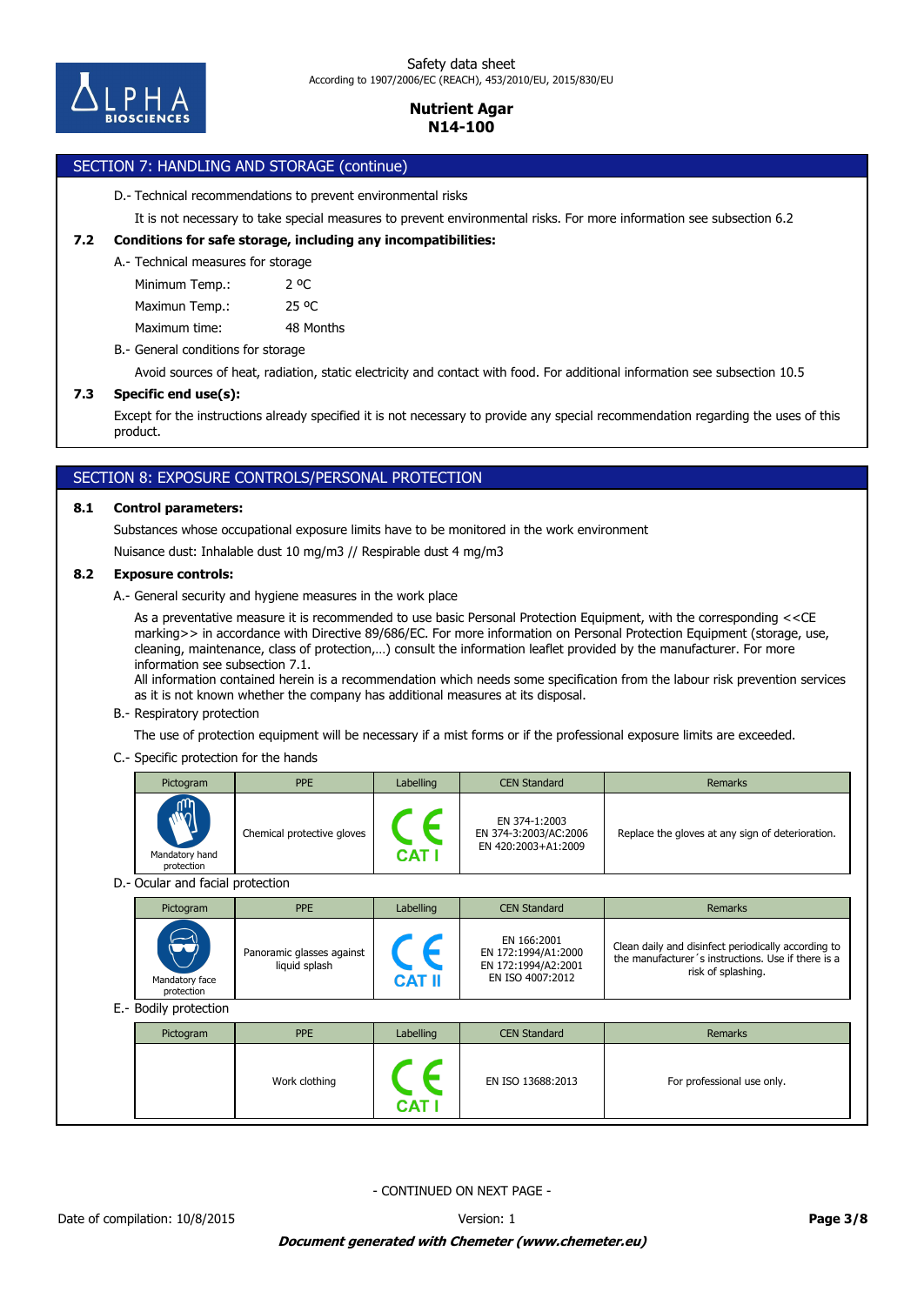## SECTION 7: HANDLING AND STORAGE (continue)

D.- Technical recommendations to prevent environmental risks

It is not necessary to take special measures to prevent environmental risks. For more information see subsection 6.2

**7.2 Conditions for safe storage, including any incompatibilities:**

A.- Technical measures for storage

| | |
|---|---|
| Minimum Temp.: | 2 ºC |
| Maximun Temp.: | 25 ºC |
| Maximum time: | 48 Months |

B.- General conditions for storage

Avoid sources of heat, radiation, static electricity and contact with food. For additional information see subsection 10.5

**7.3 Specific end use(s):**

Except for the instructions already specified it is not necessary to provide any special recommendation regarding the uses of this product.

## SECTION 8: EXPOSURE CONTROLS/PERSONAL PROTECTION

**8.1 Control parameters:**

Substances whose occupational exposure limits have to be monitored in the work environment

Nuisance dust: Inhalable dust 10 mg/m3 // Respirable dust 4 mg/m3

**8.2 Exposure controls:**

A.- General security and hygiene measures in the work place

As a preventative measure it is recommended to use basic Personal Protection Equipment, with the corresponding <<CE marking>> in accordance with Directive 89/686/EC. For more information on Personal Protection Equipment (storage, use, cleaning, maintenance, class of protection,…) consult the information leaflet provided by the manufacturer. For more information see subsection 7.1.
All information contained herein is a recommendation which needs some specification from the labour risk prevention services as it is not known whether the company has additional measures at its disposal.

B.- Respiratory protection

The use of protection equipment will be necessary if a mist forms or if the professional exposure limits are exceeded.

C.- Specific protection for the hands

| Pictogram | PPE | Labelling | CEN Standard | Remarks |
|---|---|---|---|---|
| Mandatory hand protection | Chemical protective gloves | CE CAT I | EN 374-1:2003<br>EN 374-3:2003/AC:2006<br>EN 420:2003+A1:2009 | Replace the gloves at any sign of deterioration. |

D.- Ocular and facial protection

| Pictogram | PPE | Labelling | CEN Standard | Remarks |
|---|---|---|---|---|
| Mandatory face protection | Panoramic glasses against liquid splash | CE CAT II | EN 166:2001<br>EN 172:1994/A1:2000<br>EN 172:1994/A2:2001<br>EN ISO 4007:2012 | Clean daily and disinfect periodically according to the manufacturer´s instructions. Use if there is a risk of splashing. |

E.- Bodily protection

| Pictogram | PPE | Labelling | CEN Standard | Remarks |
|---|---|---|---|---|
| | Work clothing | CE CAT I | EN ISO 13688:2013 | For professional use only. |

- CONTINUED ON NEXT PAGE -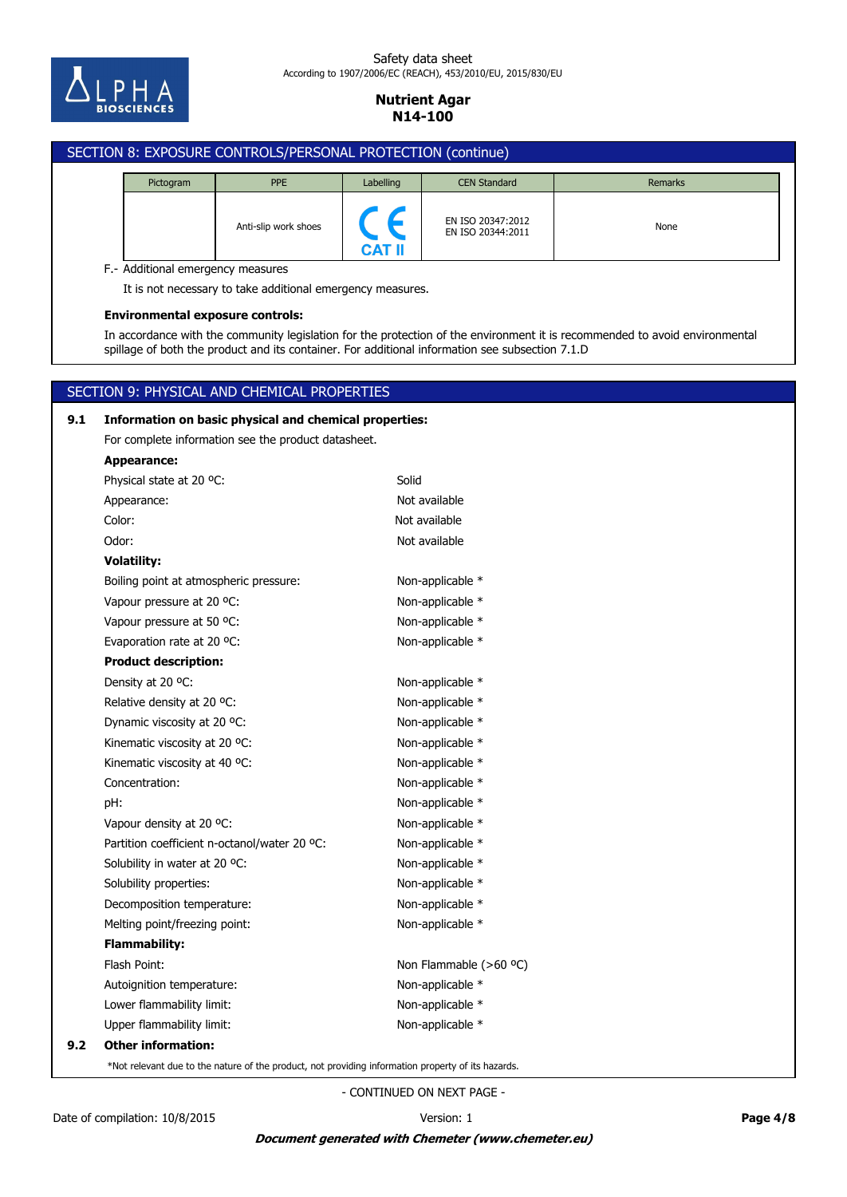## SECTION 8: EXPOSURE CONTROLS/PERSONAL PROTECTION (continue)

| Pictogram | PPE | Labelling | CEN Standard | Remarks |
|---|---|---|---|---|
| | Anti-slip work shoes | CE CAT II | EN ISO 20347:2012 EN ISO 20344:2011 | None |

F.- Additional emergency measures

It is not necessary to take additional emergency measures.

**Environmental exposure controls:**

In accordance with the community legislation for the protection of the environment it is recommended to avoid environmental spillage of both the product and its container. For additional information see subsection 7.1.D

## SECTION 9: PHYSICAL AND CHEMICAL PROPERTIES

### 9.1 Information on basic physical and chemical properties:

For complete information see the product datasheet.

**Appearance:**

| | |
|---|---|
| Physical state at 20 ºC: | Solid |
| Appearance: | Not available |
| Color: | Not available |
| Odor: | Not available |

**Volatility:**

| | |
|---|---|
| Boiling point at atmospheric pressure: | Non-applicable * |
| Vapour pressure at 20 ºC: | Non-applicable * |
| Vapour pressure at 50 ºC: | Non-applicable * |
| Evaporation rate at 20 ºC: | Non-applicable * |

**Product description:**

| | |
|---|---|
| Density at 20 ºC: | Non-applicable * |
| Relative density at 20 ºC: | Non-applicable * |
| Dynamic viscosity at 20 ºC: | Non-applicable * |
| Kinematic viscosity at 20 ºC: | Non-applicable * |
| Kinematic viscosity at 40 ºC: | Non-applicable * |
| Concentration: | Non-applicable * |
| pH: | Non-applicable * |
| Vapour density at 20 ºC: | Non-applicable * |
| Partition coefficient n-octanol/water 20 ºC: | Non-applicable * |
| Solubility in water at 20 ºC: | Non-applicable * |
| Solubility properties: | Non-applicable * |
| Decomposition temperature: | Non-applicable * |
| Melting point/freezing point: | Non-applicable * |

**Flammability:**

| | |
|---|---|
| Flash Point: | Non Flammable (>60 ºC) |
| Autoignition temperature: | Non-applicable * |
| Lower flammability limit: | Non-applicable * |
| Upper flammability limit: | Non-applicable * |

### 9.2 Other information:

*Not relevant due to the nature of the product, not providing information property of its hazards.

- CONTINUED ON NEXT PAGE -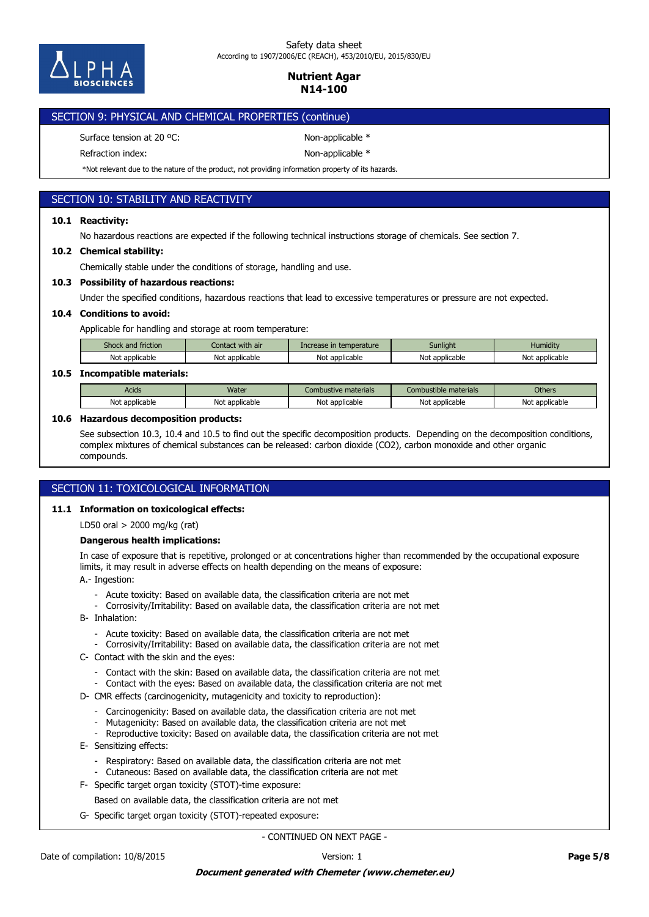## SECTION 9: PHYSICAL AND CHEMICAL PROPERTIES (continue)

Surface tension at 20 ºC: Non-applicable *

Refraction index: Non-applicable *

*Not relevant due to the nature of the product, not providing information property of its hazards.

## SECTION 10: STABILITY AND REACTIVITY

### 10.1 Reactivity:

No hazardous reactions are expected if the following technical instructions storage of chemicals. See section 7.

### 10.2 Chemical stability:

Chemically stable under the conditions of storage, handling and use.

### 10.3 Possibility of hazardous reactions:

Under the specified conditions, hazardous reactions that lead to excessive temperatures or pressure are not expected.

### 10.4 Conditions to avoid:

Applicable for handling and storage at room temperature:

| Shock and friction | Contact with air | Increase in temperature | Sunlight | Humidity |
|---|---|---|---|---|
| Not applicable | Not applicable | Not applicable | Not applicable | Not applicable |

### 10.5 Incompatible materials:

| Acids | Water | Combustive materials | Combustible materials | Others |
|---|---|---|---|---|
| Not applicable | Not applicable | Not applicable | Not applicable | Not applicable |

### 10.6 Hazardous decomposition products:

See subsection 10.3, 10.4 and 10.5 to find out the specific decomposition products. Depending on the decomposition conditions, complex mixtures of chemical substances can be released: carbon dioxide ($CO_2$), carbon monoxide and other organic compounds.

## SECTION 11: TOXICOLOGICAL INFORMATION

### 11.1 Information on toxicological effects:

LD50 oral > 2000 mg/kg (rat)

**Dangerous health implications:**

In case of exposure that is repetitive, prolonged or at concentrations higher than recommended by the occupational exposure limits, it may result in adverse effects on health depending on the means of exposure:

A.- Ingestion:

- Acute toxicity: Based on available data, the classification criteria are not met
- Corrosivity/Irritability: Based on available data, the classification criteria are not met

B- Inhalation:

- Acute toxicity: Based on available data, the classification criteria are not met
- Corrosivity/Irritability: Based on available data, the classification criteria are not met

C- Contact with the skin and the eyes:

- Contact with the skin: Based on available data, the classification criteria are not met
- Contact with the eyes: Based on available data, the classification criteria are not met

D- CMR effects (carcinogenicity, mutagenicity and toxicity to reproduction):

- Carcinogenicity: Based on available data, the classification criteria are not met
- Mutagenicity: Based on available data, the classification criteria are not met
- Reproductive toxicity: Based on available data, the classification criteria are not met

E- Sensitizing effects:

- Respiratory: Based on available data, the classification criteria are not met
- Cutaneous: Based on available data, the classification criteria are not met

F- Specific target organ toxicity (STOT)-time exposure:

Based on available data, the classification criteria are not met

G- Specific target organ toxicity (STOT)-repeated exposure:

- CONTINUED ON NEXT PAGE -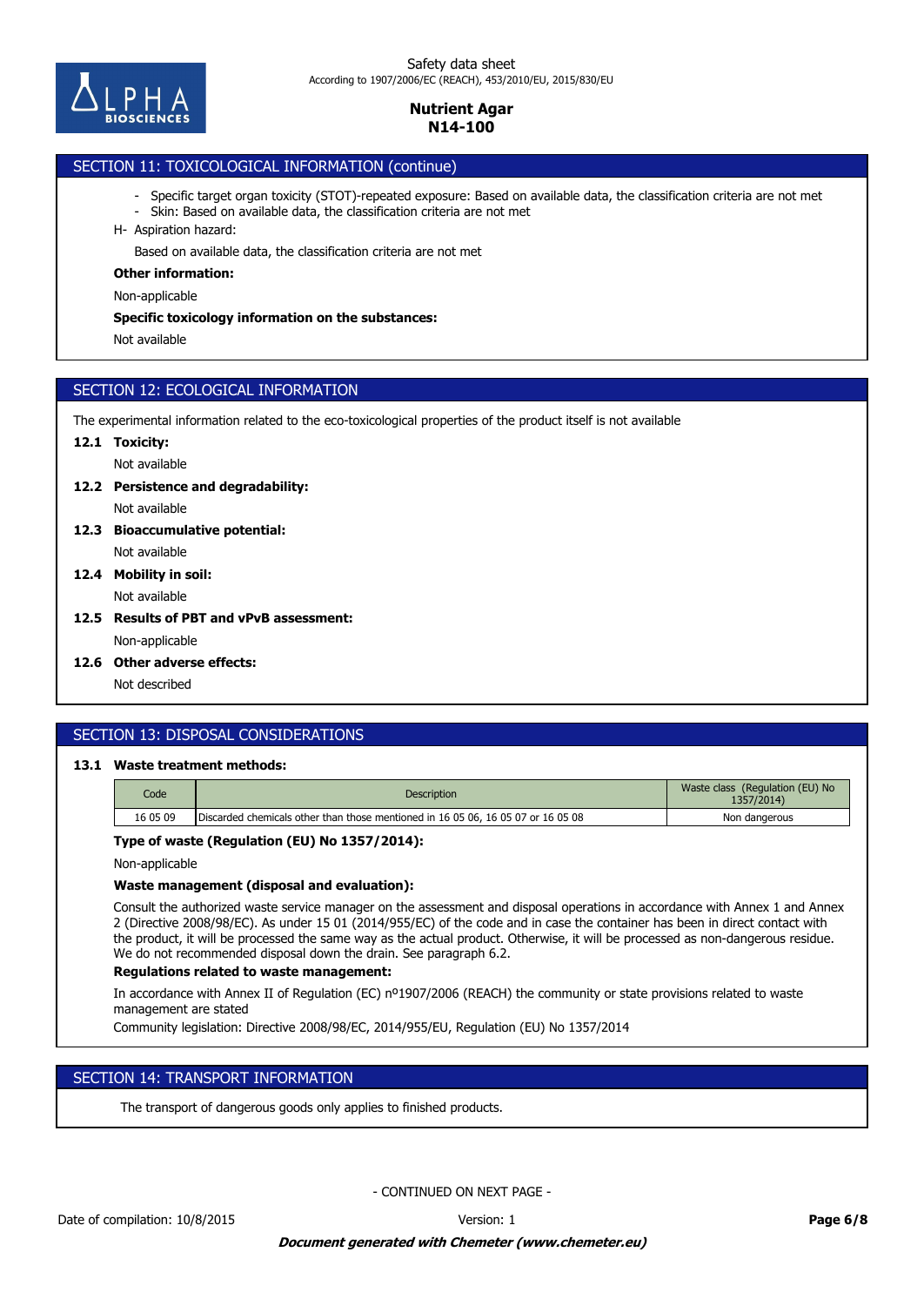## SECTION 11: TOXICOLOGICAL INFORMATION (continue)

- Specific target organ toxicity (STOT)-repeated exposure: Based on available data, the classification criteria are not met
- Skin: Based on available data, the classification criteria are not met

H- Aspiration hazard:

Based on available data, the classification criteria are not met

**Other information:**

Non-applicable

**Specific toxicology information on the substances:**

Not available

## SECTION 12: ECOLOGICAL INFORMATION

The experimental information related to the eco-toxicological properties of the product itself is not available

**12.1 Toxicity:**

Not available

**12.2 Persistence and degradability:**

Not available

**12.3 Bioaccumulative potential:**

Not available

**12.4 Mobility in soil:**

Not available

**12.5 Results of PBT and vPvB assessment:**

Non-applicable

**12.6 Other adverse effects:**

Not described

## SECTION 13: DISPOSAL CONSIDERATIONS

**13.1 Waste treatment methods:**

| Code | Description | Waste class (Regulation (EU) No 1357/2014) |
|---|---|---|
| 16 05 09 | Discarded chemicals other than those mentioned in 16 05 06, 16 05 07 or 16 05 08 | Non dangerous |

**Type of waste (Regulation (EU) No 1357/2014):**

Non-applicable

**Waste management (disposal and evaluation):**

Consult the authorized waste service manager on the assessment and disposal operations in accordance with Annex 1 and Annex 2 (Directive 2008/98/EC). As under 15 01 (2014/955/EC) of the code and in case the container has been in direct contact with the product, it will be processed the same way as the actual product. Otherwise, it will be processed as non-dangerous residue. We do not recommended disposal down the drain. See paragraph 6.2.

**Regulations related to waste management:**

In accordance with Annex II of Regulation (EC) nº1907/2006 (REACH) the community or state provisions related to waste management are stated

Community legislation: Directive 2008/98/EC, 2014/955/EU, Regulation (EU) No 1357/2014

## SECTION 14: TRANSPORT INFORMATION

The transport of dangerous goods only applies to finished products.

- CONTINUED ON NEXT PAGE -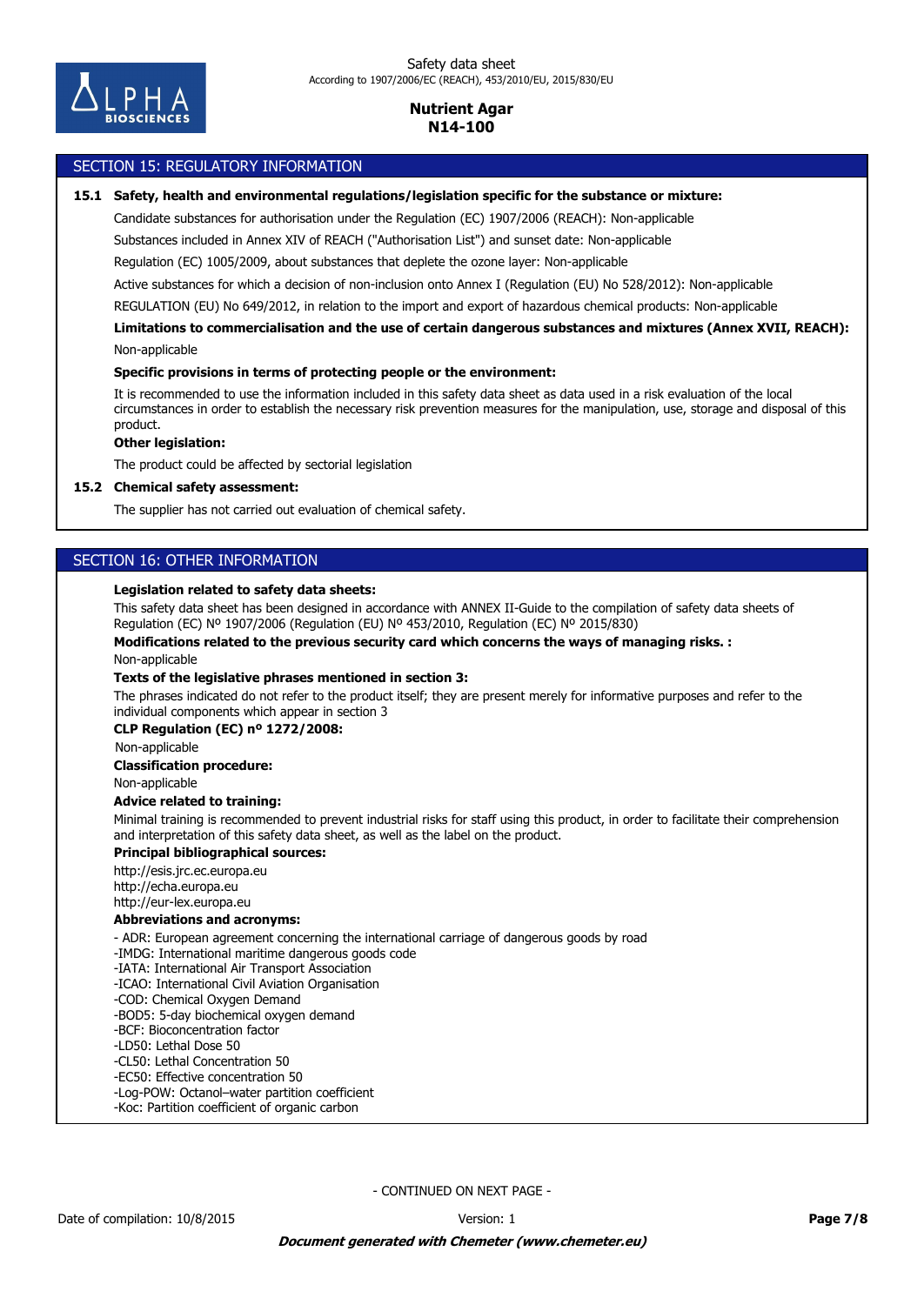## SECTION 15: REGULATORY INFORMATION

**15.1 Safety, health and environmental regulations/legislation specific for the substance or mixture:**

Candidate substances for authorisation under the Regulation (EC) 1907/2006 (REACH): Non-applicable

Substances included in Annex XIV of REACH ("Authorisation List") and sunset date: Non-applicable

Regulation (EC) 1005/2009, about substances that deplete the ozone layer: Non-applicable

Active substances for which a decision of non-inclusion onto Annex I (Regulation (EU) No 528/2012): Non-applicable

REGULATION (EU) No 649/2012, in relation to the import and export of hazardous chemical products: Non-applicable

**Limitations to commercialisation and the use of certain dangerous substances and mixtures (Annex XVII, REACH):**

Non-applicable

**Specific provisions in terms of protecting people or the environment:**

It is recommended to use the information included in this safety data sheet as data used in a risk evaluation of the local circumstances in order to establish the necessary risk prevention measures for the manipulation, use, storage and disposal of this product.

**Other legislation:**

The product could be affected by sectorial legislation

**15.2 Chemical safety assessment:**

The supplier has not carried out evaluation of chemical safety.

## SECTION 16: OTHER INFORMATION

**Legislation related to safety data sheets:**

This safety data sheet has been designed in accordance with ANNEX II-Guide to the compilation of safety data sheets of Regulation (EC) Nº 1907/2006 (Regulation (EU) Nº 453/2010, Regulation (EC) Nº 2015/830)

**Modifications related to the previous security card which concerns the ways of managing risks. :**

Non-applicable

**Texts of the legislative phrases mentioned in section 3:**

The phrases indicated do not refer to the product itself; they are present merely for informative purposes and refer to the individual components which appear in section 3

**CLP Regulation (EC) nº 1272/2008:**

Non-applicable

**Classification procedure:**

Non-applicable

**Advice related to training:**

Minimal training is recommended to prevent industrial risks for staff using this product, in order to facilitate their comprehension and interpretation of this safety data sheet, as well as the label on the product.

**Principal bibliographical sources:**

http://esis.jrc.ec.europa.eu
http://echa.europa.eu
http://eur-lex.europa.eu

**Abbreviations and acronyms:**

- ADR: European agreement concerning the international carriage of dangerous goods by road
-IMDG: International maritime dangerous goods code
-IATA: International Air Transport Association
-ICAO: International Civil Aviation Organisation
-COD: Chemical Oxygen Demand
-BOD5: 5-day biochemical oxygen demand
-BCF: Bioconcentration factor
-LD50: Lethal Dose 50
-CL50: Lethal Concentration 50
-EC50: Effective concentration 50
-Log-POW: Octanol–water partition coefficient
-Koc: Partition coefficient of organic carbon

- CONTINUED ON NEXT PAGE -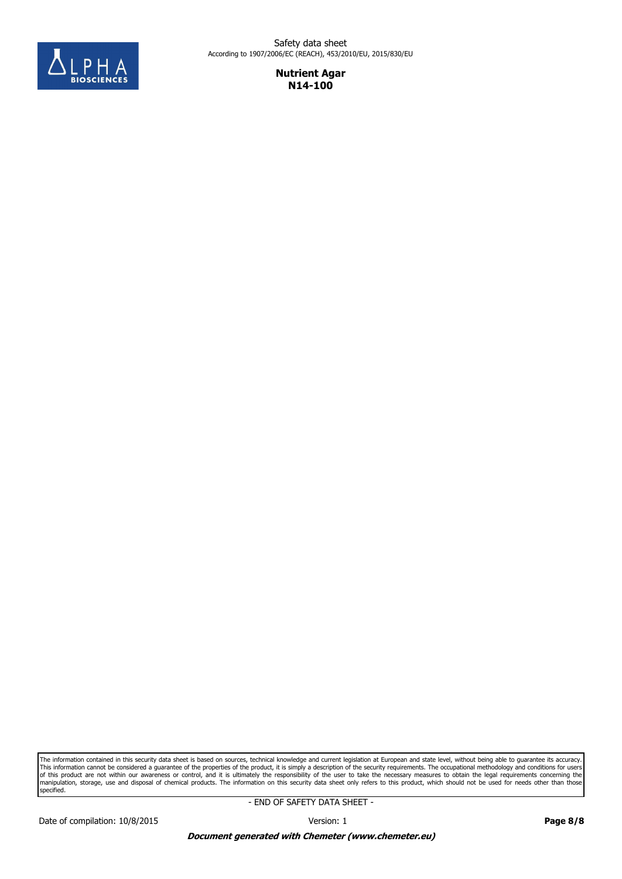The information contained in this security data sheet is based on sources, technical knowledge and current legislation at European and state level, without being able to guarantee its accuracy. This information cannot be considered a guarantee of the properties of the product, it is simply a description of the security requirements. The occupational methodology and conditions for users of this product are not within our awareness or control, and it is ultimately the responsibility of the user to take the necessary measures to obtain the legal requirements concerning the manipulation, storage, use and disposal of chemical products. The information on this security data sheet only refers to this product, which should not be used for needs other than those specified.

- END OF SAFETY DATA SHEET -